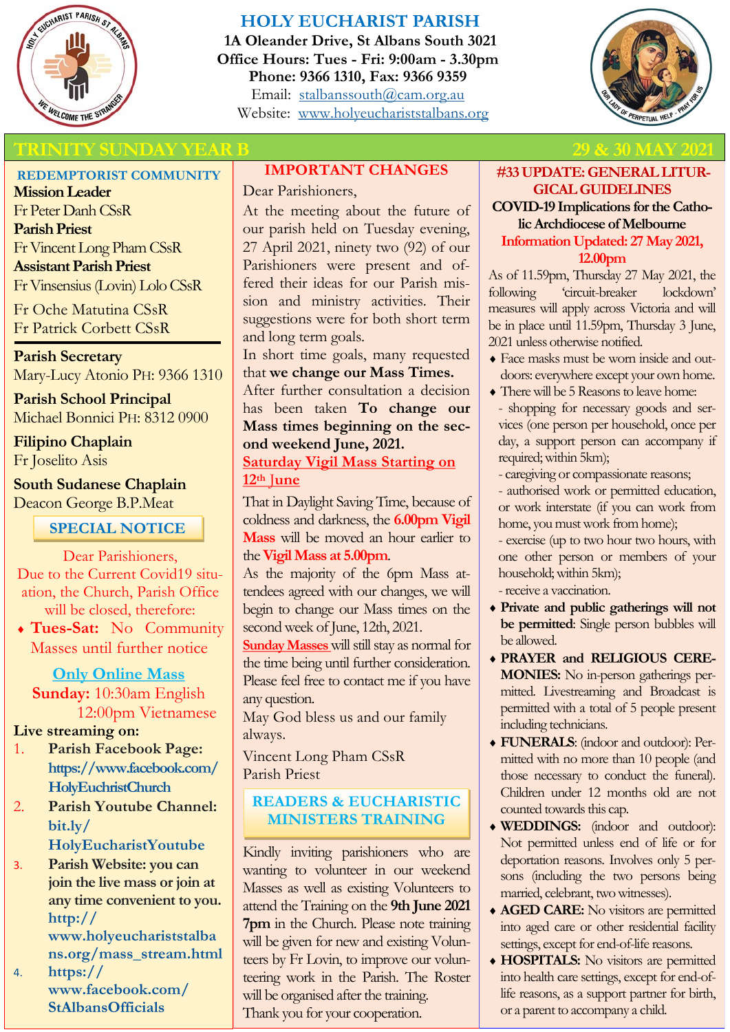# HOLY EUCHARIST PARISH

**1A Oleander Drive, St Albans South 3021**
**Office Hours: Tues - Fri: 9:00am - 3.30pm**
**Phone: 9366 1310, Fax: 9366 9359**
Email: stalbanssouth@cam.org.au
Website: www.holyeucharistsalbans.org

## TRINITY SUNDAY YEAR B — 29 & 30 MAY 2021

### REDEMPTORIST COMMUNITY

**Mission Leader**
Fr Peter Danh CSsR
**Parish Priest**
Fr Vincent Long Pham CSsR
**Assistant Parish Priest**
Fr Vinsensius (Lovin) Lolo CSsR

Fr Oche Matutina CSsR
Fr Patrick Corbett CSsR

**Parish Secretary**
Mary-Lucy Atonio PH: 9366 1310

**Parish School Principal**
Michael Bonnici PH: 8312 0900

**Filipino Chaplain**
Fr Joselito Asis

**South Sudanese Chaplain**
Deacon George B.P.Meat

### SPECIAL NOTICE

Dear Parishioners,
Due to the Current Covid19 situation, the Church, Parish Office will be closed, therefore:

- **Tues-Sat:** No Community Masses until further notice

**Only Online Mass**
**Sunday:** 10:30am English
12:00pm Vietnamese

**Live streaming on:**

1. **Parish Facebook Page: https://www.facebook.com/HolyEuchristChurch**
2. **Parish Youtube Channel: bit.ly/HolyEucharistYoutube**
3. **Parish Website: you can join the live mass or join at any time convenient to you. http://www.holyeucharistsalbans.org/mass_stream.html**
4. **https://www.facebook.com/StAlbansOfficials**

### IMPORTANT CHANGES

Dear Parishioners,

At the meeting about the future of our parish held on Tuesday evening, 27 April 2021, ninety two (92) of our Parishioners were present and offered their ideas for our Parish mission and ministry activities. Their suggestions were for both short term and long term goals.

In short time goals, many requested that **we change our Mass Times.** After further consultation a decision has been taken **To change our Mass times beginning on the second weekend June, 2021.**

**Saturday Vigil Mass Starting on 12th June**

That in Daylight Saving Time, because of coldness and darkness, the **6.00pm Vigil Mass** will be moved an hour earlier to the **Vigil Mass at 5.00pm**.

As the majority of the 6pm Mass attendees agreed with our changes, we will begin to change our Mass times on the second week of June, 12th, 2021.

**Sunday Masses** will still stay as normal for the time being until further consideration.

Please feel free to contact me if you have any question.

May God bless us and our family always.

Vincent Long Pham CSsR
Parish Priest

### READERS & EUCHARISTIC MINISTERS TRAINING

Kindly inviting parishioners who are wanting to volunteer in our weekend Masses as well as existing Volunteers to attend the Training on the **9th June 2021 7pm** in the Church. Please note training will be given for new and existing Volunteers by Fr Lovin, to improve our volunteering work in the Parish. The Roster will be organised after the training.

Thank you for your cooperation.

### #33 UPDATE: GENERAL LITURGICAL GUIDELINES

**COVID-19 Implications for the Catholic Archdiocese of Melbourne**

**Information Updated: 27 May 2021, 12.00pm**

As of 11.59pm, Thursday 27 May 2021, the following 'circuit-breaker lockdown' measures will apply across Victoria and will be in place until 11.59pm, Thursday 3 June, 2021 unless otherwise notified.

- Face masks must be worn inside and outdoors: everywhere except your own home.
- There will be 5 Reasons to leave home:
  - shopping for necessary goods and services (one person per household, once per day, a support person can accompany if required; within 5km);
  - caregiving or compassionate reasons;
  - authorised work or permitted education, or work interstate (if you can work from home, you must work from home);
  - exercise (up to two hour two hours, with one other person or members of your household; within 5km);
  - receive a vaccination.
- **Private and public gatherings will not be permitted**: Single person bubbles will be allowed.
- **PRAYER and RELIGIOUS CEREMONIES:** No in-person gatherings permitted. Livestreaming and Broadcast is permitted with a total of 5 people present including technicians.
- **FUNERALS**: (indoor and outdoor): Permitted with no more than 10 people (and those necessary to conduct the funeral). Children under 12 months old are not counted towards this cap.
- **WEDDINGS:** (indoor and outdoor): Not permitted unless end of life or for deportation reasons. Involves only 5 persons (including the two persons being married, celebrant, two witnesses).
- **AGED CARE:** No visitors are permitted into aged care or other residential facility settings, except for end-of-life reasons.
- **HOSPITALS:** No visitors are permitted into health care settings, except for end-of-life reasons, as a support partner for birth, or a parent to accompany a child.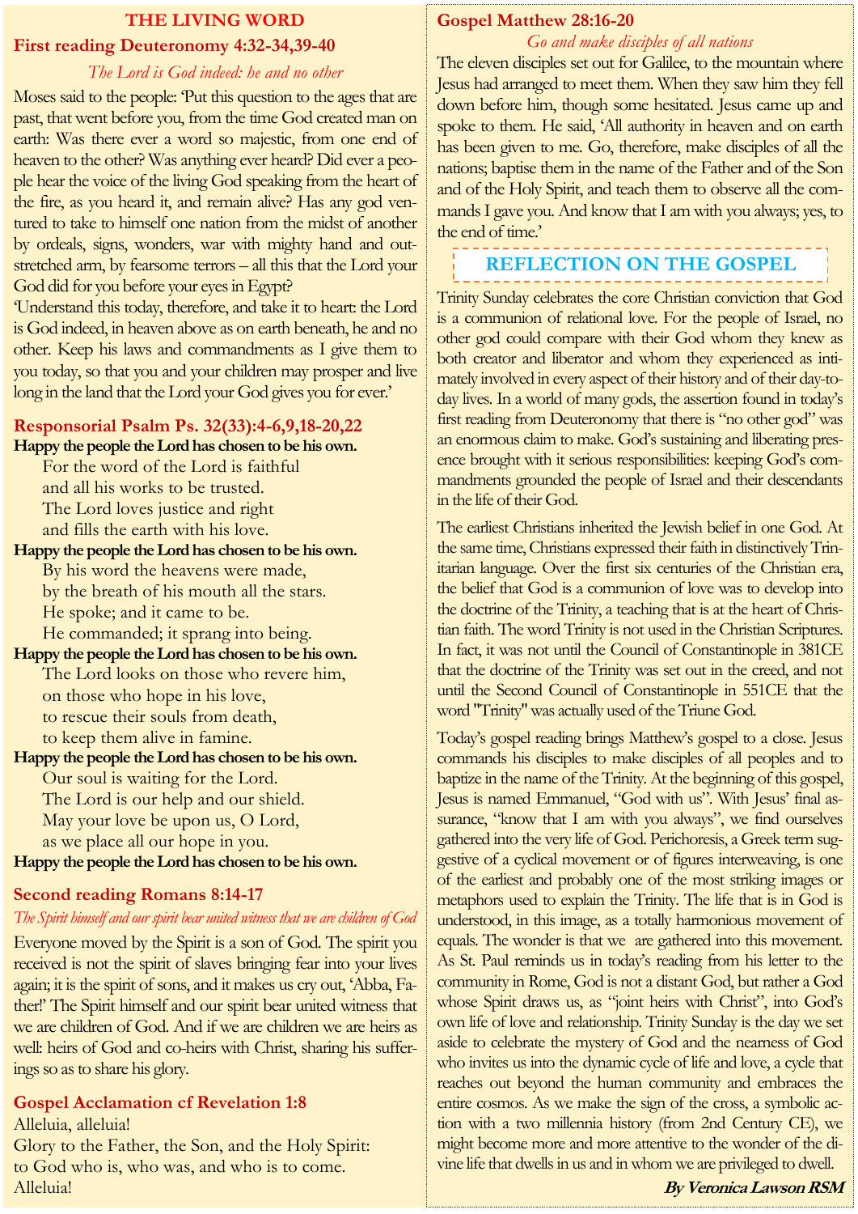# THE LIVING WORD

## First reading Deuteronomy 4:32-34,39-40

*The Lord is God indeed: he and no other*

Moses said to the people: 'Put this question to the ages that are past, that went before you, from the time God created man on earth: Was there ever a word so majestic, from one end of heaven to the other? Was anything ever heard? Did ever a people hear the voice of the living God speaking from the heart of the fire, as you heard it, and remain alive? Has any god ventured to take to himself one nation from the midst of another by ordeals, signs, wonders, war with mighty hand and outstretched arm, by fearsome terrors – all this that the Lord your God did for you before your eyes in Egypt?

'Understand this today, therefore, and take it to heart: the Lord is God indeed, in heaven above as on earth beneath, he and no other. Keep his laws and commandments as I give them to you today, so that you and your children may prosper and live long in the land that the Lord your God gives you for ever.'

## Responsorial Psalm Ps. 32(33):4-6,9,18-20,22

**Happy the people the Lord has chosen to be his own.**

For the word of the Lord is faithful
and all his works to be trusted.
The Lord loves justice and right
and fills the earth with his love.

**Happy the people the Lord has chosen to be his own.**

By his word the heavens were made,
by the breath of his mouth all the stars.
He spoke; and it came to be.
He commanded; it sprang into being.

**Happy the people the Lord has chosen to be his own.**

The Lord looks on those who revere him,
on those who hope in his love,
to rescue their souls from death,
to keep them alive in famine.

**Happy the people the Lord has chosen to be his own.**

Our soul is waiting for the Lord.
The Lord is our help and our shield.
May your love be upon us, O Lord,
as we place all our hope in you.

**Happy the people the Lord has chosen to be his own.**

## Second reading Romans 8:14-17

*The Spirit himself and our spirit bear united witness that we are children of God*

Everyone moved by the Spirit is a son of God. The spirit you received is not the spirit of slaves bringing fear into your lives again; it is the spirit of sons, and it makes us cry out, 'Abba, Father!' The Spirit himself and our spirit bear united witness that we are children of God. And if we are children we are heirs as well: heirs of God and co-heirs with Christ, sharing his sufferings so as to share his glory.

## Gospel Acclamation cf Revelation 1:8

Alleluia, alleluia!
Glory to the Father, the Son, and the Holy Spirit:
to God who is, who was, and who is to come.
Alleluia!

## Gospel Matthew 28:16-20

*Go and make disciples of all nations*

The eleven disciples set out for Galilee, to the mountain where Jesus had arranged to meet them. When they saw him they fell down before him, though some hesitated. Jesus came up and spoke to them. He said, 'All authority in heaven and on earth has been given to me. Go, therefore, make disciples of all the nations; baptise them in the name of the Father and of the Son and of the Holy Spirit, and teach them to observe all the commands I gave you. And know that I am with you always; yes, to the end of time.'

## REFLECTION ON THE GOSPEL

Trinity Sunday celebrates the core Christian conviction that God is a communion of relational love. For the people of Israel, no other god could compare with their God whom they knew as both creator and liberator and whom they experienced as intimately involved in every aspect of their history and of their day-to-day lives. In a world of many gods, the assertion found in today's first reading from Deuteronomy that there is "no other god" was an enormous claim to make. God's sustaining and liberating presence brought with it serious responsibilities: keeping God's commandments grounded the people of Israel and their descendants in the life of their God.

The earliest Christians inherited the Jewish belief in one God. At the same time, Christians expressed their faith in distinctively Trinitarian language. Over the first six centuries of the Christian era, the belief that God is a communion of love was to develop into the doctrine of the Trinity, a teaching that is at the heart of Christian faith. The word Trinity is not used in the Christian Scriptures. In fact, it was not until the Council of Constantinople in 381CE that the doctrine of the Trinity was set out in the creed, and not until the Second Council of Constantinople in 551CE that the word "Trinity" was actually used of the Triune God.

Today's gospel reading brings Matthew's gospel to a close. Jesus commands his disciples to make disciples of all peoples and to baptize in the name of the Trinity. At the beginning of this gospel, Jesus is named Emmanuel, "God with us". With Jesus' final assurance, "know that I am with you always", we find ourselves gathered into the very life of God. Perichoresis, a Greek term suggestive of a cyclical movement or of figures interweaving, is one of the earliest and probably one of the most striking images or metaphors used to explain the Trinity. The life that is in God is understood, in this image, as a totally harmonious movement of equals. The wonder is that we are gathered into this movement. As St. Paul reminds us in today's reading from his letter to the community in Rome, God is not a distant God, but rather a God whose Spirit draws us, as "joint heirs with Christ", into God's own life of love and relationship. Trinity Sunday is the day we set aside to celebrate the mystery of God and the nearness of God who invites us into the dynamic cycle of life and love, a cycle that reaches out beyond the human community and embraces the entire cosmos. As we make the sign of the cross, a symbolic action with a two millennia history (from 2nd Century CE), we might become more and more attentive to the wonder of the divine life that dwells in us and in whom we are privileged to dwell.

***By Veronica Lawson RSM***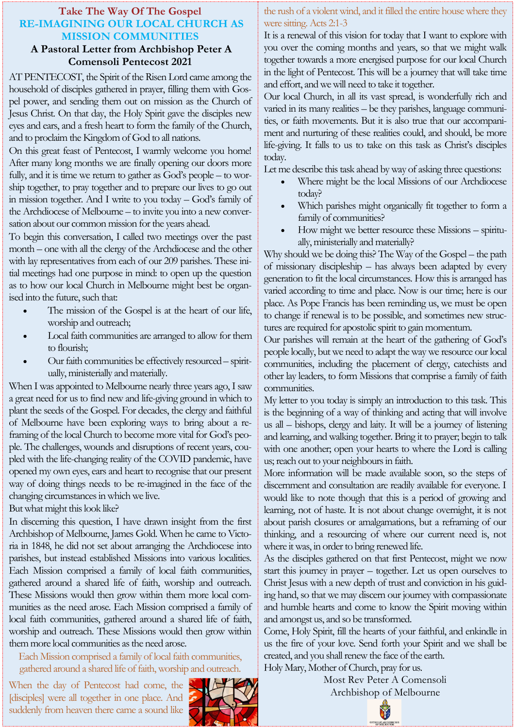# Take The Way Of The Gospel

## RE-IMAGINING OUR LOCAL CHURCH AS MISSION COMMUNITIES

### A Pastoral Letter from Archbishop Peter A Comensoli Pentecost 2021

AT PENTECOST, the Spirit of the Risen Lord came among the household of disciples gathered in prayer, filling them with Gospel power, and sending them out on mission as the Church of Jesus Christ. On that day, the Holy Spirit gave the disciples new eyes and ears, and a fresh heart to form the family of the Church, and to proclaim the Kingdom of God to all nations.

On this great feast of Pentecost, I warmly welcome you home! After many long months we are finally opening our doors more fully, and it is time we return to gather as God's people – to worship together, to pray together and to prepare our lives to go out in mission together. And I write to you today – God's family of the Archdiocese of Melbourne – to invite you into a new conversation about our common mission for the years ahead.

To begin this conversation, I called two meetings over the past month – one with all the clergy of the Archdiocese and the other with lay representatives from each of our 209 parishes. These initial meetings had one purpose in mind: to open up the question as to how our local Church in Melbourne might best be organised into the future, such that:

- The mission of the Gospel is at the heart of our life, worship and outreach;
- Local faith communities are arranged to allow for them to flourish;
- Our faith communities be effectively resourced – spiritually, ministerially and materially.

When I was appointed to Melbourne nearly three years ago, I saw a great need for us to find new and life-giving ground in which to plant the seeds of the Gospel. For decades, the clergy and faithful of Melbourne have been exploring ways to bring about a reframing of the local Church to become more vital for God's people. The challenges, wounds and disruptions of recent years, coupled with the life-changing reality of the COVID pandemic, have opened my own eyes, ears and heart to recognise that our present way of doing things needs to be re-imagined in the face of the changing circumstances in which we live.

But what might this look like?

In discerning this question, I have drawn insight from the first Archbishop of Melbourne, James Gold. When he came to Victoria in 1848, he did not set about arranging the Archdiocese into parishes, but instead established Missions into various localities. Each Mission comprised a family of local faith communities, gathered around a shared life of faith, worship and outreach. These Missions would then grow within them more local communities as the need arose. Each Mission comprised a family of local faith communities, gathered around a shared life of faith, worship and outreach. These Missions would then grow within them more local communities as the need arose.

*Each Mission comprised a family of local faith communities, gathered around a shared life of faith, worship and outreach.*

*When the day of Pentecost had come, the [disciples] were all together in one place. And suddenly from heaven there came a sound like the rush of a violent wind, and it filled the entire house where they were sitting. Acts 2:1-3*

It is a renewal of this vision for today that I want to explore with you over the coming months and years, so that we might walk together towards a more energised purpose for our local Church in the light of Pentecost. This will be a journey that will take time and effort, and we will need to take it together.

Our local Church, in all its vast spread, is wonderfully rich and varied in its many realities – be they parishes, language communities, or faith movements. But it is also true that our accompaniment and nurturing of these realities could, and should, be more life-giving. It falls to us to take on this task as Christ's disciples today.

Let me describe this task ahead by way of asking three questions:

- Where might be the local Missions of our Archdiocese today?
- Which parishes might organically fit together to form a family of communities?
- How might we better resource these Missions – spiritually, ministerially and materially?

Why should we be doing this? The Way of the Gospel – the path of missionary discipleship – has always been adapted by every generation to fit the local circumstances. How this is arranged has varied according to time and place. Now is our time; here is our place. As Pope Francis has been reminding us, we must be open to change if renewal is to be possible, and sometimes new structures are required for apostolic spirit to gain momentum.

Our parishes will remain at the heart of the gathering of God's people locally, but we need to adapt the way we resource our local communities, including the placement of clergy, catechists and other lay leaders, to form Missions that comprise a family of faith communities.

My letter to you today is simply an introduction to this task. This is the beginning of a way of thinking and acting that will involve us all – bishops, clergy and laity. It will be a journey of listening and learning, and walking together. Bring it to prayer; begin to talk with one another; open your hearts to where the Lord is calling us; reach out to your neighbours in faith.

More information will be made available soon, so the steps of discernment and consultation are readily available for everyone. I would like to note though that this is a period of growing and learning, not of haste. It is not about change overnight, it is not about parish closures or amalgamations, but a reframing of our thinking, and a resourcing of where our current need is, not where it was, in order to bring renewed life.

As the disciples gathered on that first Pentecost, might we now start this journey in prayer – together. Let us open ourselves to Christ Jesus with a new depth of trust and conviction in his guiding hand, so that we may discern our journey with compassionate and humble hearts and come to know the Spirit moving within and amongst us, and so be transformed.

Come, Holy Spirit, fill the hearts of your faithful, and enkindle in us the fire of your love. Send forth your Spirit and we shall be created, and you shall renew the face of the earth.

Holy Mary, Mother of Church, pray for us.

Most Rev Peter A Comensoli
Archbishop of Melbourne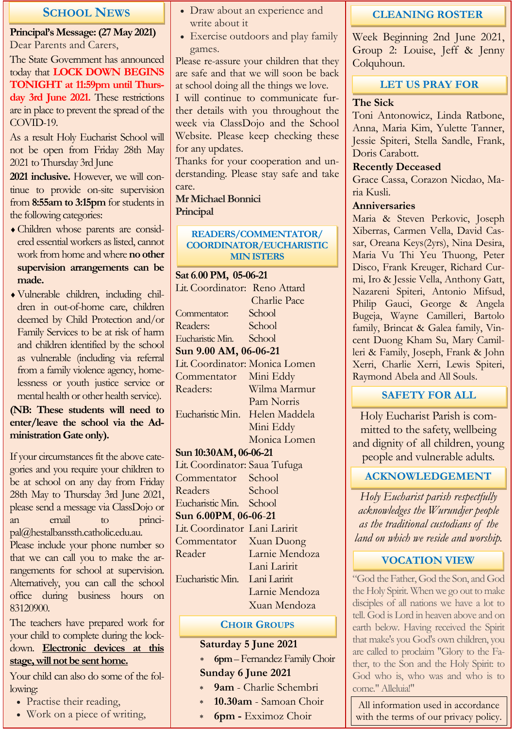## School News

**Principal's Message: (27 May 2021)**

Dear Parents and Carers,

The State Government has announced today that **LOCK DOWN BEGINS TONIGHT at 11:59pm until Thursday 3rd June 2021.** These restrictions are in place to prevent the spread of the COVID-19.

As a result Holy Eucharist School will not be open from Friday 28th May 2021 to Thursday 3rd June **2021 inclusive.** However, we will continue to provide on-site supervision from **8:55am to 3:15pm** for students in the following categories:

- Children whose parents are considered essential workers as listed, cannot work from home and where **no other supervision arrangements can be made.**
- Vulnerable children, including children in out-of-home care, children deemed by Child Protection and/or Family Services to be at risk of harm and children identified by the school as vulnerable (including via referral from a family violence agency, homelessness or youth justice service or mental health or other health service).

**(NB: These students will need to enter/leave the school via the Administration Gate only).**

If your circumstances fit the above categories and you require your children to be at school on any day from Friday 28th May to Thursday 3rd June 2021, please send a message via ClassDojo or an email to principal@hestalbanssth.catholic.edu.au.

Please include your phone number so that we can call you to make the arrangements for school at supervision. Alternatively, you can call the school office during business hours on 83120900.

The teachers have prepared work for your child to complete during the lockdown. **Electronic devices at this stage, will not be sent home.**

Your child can also do some of the following:

- Practise their reading,
- Work on a piece of writing,
- Draw about an experience and write about it
- Exercise outdoors and play family games.

Please re-assure your children that they are safe and that we will soon be back at school doing all the things we love.

I will continue to communicate further details with you throughout the week via ClassDojo and the School Website. Please keep checking these for any updates.

Thanks for your cooperation and understanding. Please stay safe and take care.

**Mr Michael Bonnici**
**Principal**

## READERS/COMMENTATOR/COORDINATOR/EUCHARISTIC MINISTERS

**Sat 6.00 PM, 05-06-21**

| | |
|---|---|
| Lit. Coordinator: | Reno Attard, Charlie Pace |
| Commentator: | School |
| Readers: | School |
| Eucharistic Min. | School |

**Sun 9.00 AM, 06-06-21**

| | |
|---|---|
| Lit. Coordinator: | Monica Lomen |
| Commentator | Mini Eddy |
| Readers: | Wilma Marmur, Pam Norris |
| Eucharistic Min. | Helen Maddela, Mini Eddy, Monica Lomen |

**Sun 10:30AM, 06-06-21**

| | |
|---|---|
| Lit. Coordinator: | Saua Tufuga |
| Commentator | School |
| Readers | School |
| Eucharistic Min. | School |

**Sun 6.00PM, 06-06-21**

| | |
|---|---|
| Lit. Coordinator | Lani Laririt |
| Commentator | Xuan Duong |
| Reader | Larnie Mendoza, Lani Laririt |
| Eucharistic Min. | Lani Laririt, Larnie Mendoza, Xuan Mendoza |

## Choir Groups

**Saturday 5 June 2021**

- **6pm** – Fernandez Family Choir

**Sunday 6 June 2021**

- **9am** - Charlie Schembri
- **10.30am** - Samoan Choir
- **6pm -** Exximoz Choir

## CLEANING ROSTER

Week Beginning 2nd June 2021, Group 2: Louise, Jeff & Jenny Colquhoun.

## LET US PRAY FOR

**The Sick**

Toni Antonowicz, Linda Ratbone, Anna, Maria Kim, Yulette Tanner, Jessie Spiteri, Stella Sandle, Frank, Doris Carabott.

**Recently Deceased**

Grace Cassa, Corazon Nicdao, Maria Kusli.

**Anniversaries**

Maria & Steven Perkovic, Joseph Xiberras, Carmen Vella, David Cassar, Oreana Keys(2yrs), Nina Desira, Maria Vu Thi Yeu Thuong, Peter Disco, Frank Kreuger, Richard Curmi, Iro & Jessie Vella, Anthony Gatt, Nazareni Spiteri, Antonio Mifsud, Philip Gauci, George & Angela Bugeja, Wayne Camilleri, Bartolo family, Brincat & Galea family, Vincent Duong Kham Su, Mary Camilleri & Family, Joseph, Frank & John Xerri, Charlie Xerri, Lewis Spiteri, Raymond Abela and All Souls.

## SAFETY FOR ALL

Holy Eucharist Parish is committed to the safety, wellbeing and dignity of all children, young people and vulnerable adults.

## ACKNOWLEDGEMENT

*Holy Eucharist parish respectfully acknowledges the Wurundjer people as the traditional custodians of the land on which we reside and worship.*

## VOCATION VIEW

"God the Father, God the Son, and God the Holy Spirit. When we go out to make disciples of all nations we have a lot to tell. God is Lord in heaven above and on earth below. Having received the Spirit that make's you God's own children, you are called to proclaim "Glory to the Father, to the Son and the Holy Spirit: to God who is, who was and who is to come." Alleluia!"

All information used in accordance with the terms of our privacy policy.